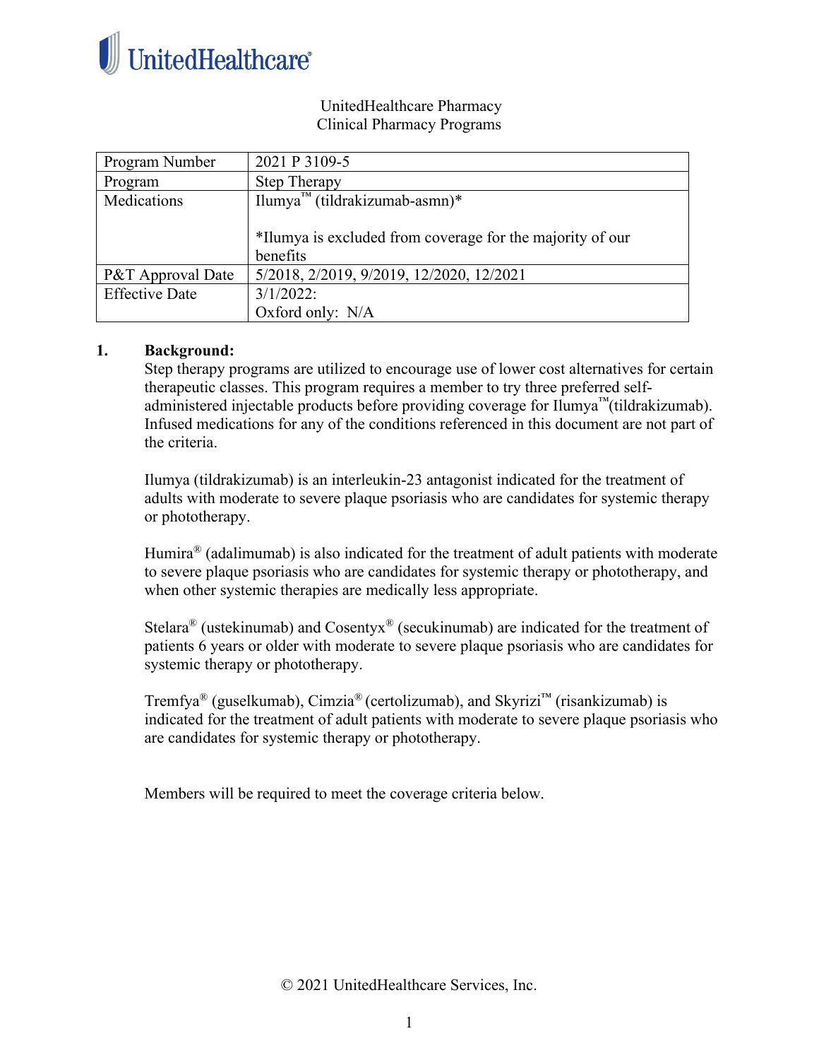UnitedHealthcare

UnitedHealthcare Pharmacy
Clinical Pharmacy Programs

| Program Number | 2021 P 3109-5 |
| --- | --- |
| Program | Step Therapy |
| Medications | Ilumya™ (tildrakizumab-asmn)*<br><br>*Ilumya is excluded from coverage for the majority of our benefits |
| P&T Approval Date | 5/2018, 2/2019, 9/2019, 12/2020, 12/2021 |
| Effective Date | 3/1/2022:<br>Oxford only: N/A |

## 1. Background:

Step therapy programs are utilized to encourage use of lower cost alternatives for certain therapeutic classes. This program requires a member to try three preferred self-administered injectable products before providing coverage for Ilumya™(tildrakizumab). Infused medications for any of the conditions referenced in this document are not part of the criteria.

Ilumya (tildrakizumab) is an interleukin-23 antagonist indicated for the treatment of adults with moderate to severe plaque psoriasis who are candidates for systemic therapy or phototherapy.

Humira® (adalimumab) is also indicated for the treatment of adult patients with moderate to severe plaque psoriasis who are candidates for systemic therapy or phototherapy, and when other systemic therapies are medically less appropriate.

Stelara® (ustekinumab) and Cosentyx® (secukinumab) are indicated for the treatment of patients 6 years or older with moderate to severe plaque psoriasis who are candidates for systemic therapy or phototherapy.

Tremfya® (guselkumab), Cimzia® (certolizumab), and Skyrizi™ (risankizumab) is indicated for the treatment of adult patients with moderate to severe plaque psoriasis who are candidates for systemic therapy or phototherapy.

Members will be required to meet the coverage criteria below.

© 2021 UnitedHealthcare Services, Inc.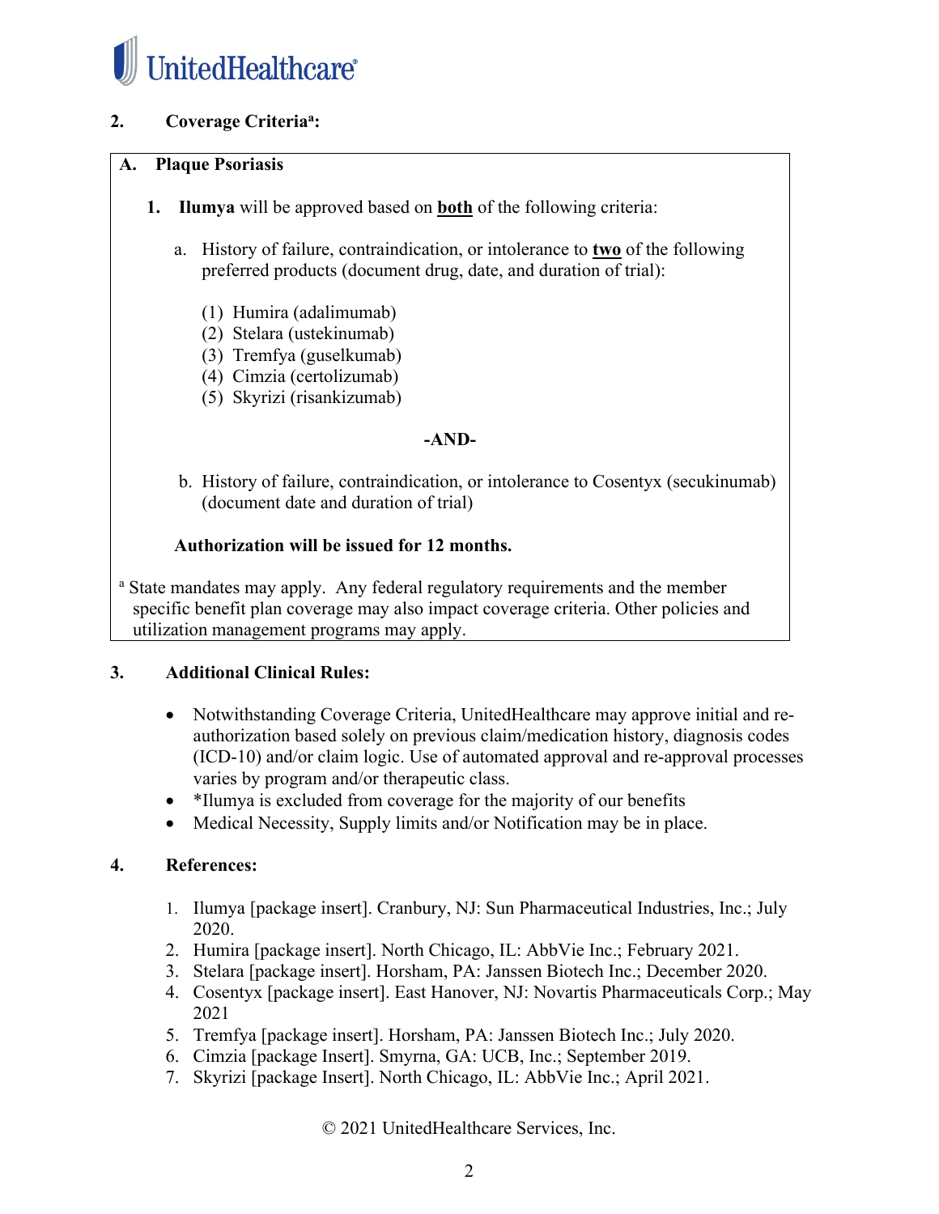## 2. Coverage Criteria[a]:

### A. Plaque Psoriasis

1. **Ilumya** will be approved based on **both** of the following criteria:

   a. History of failure, contraindication, or intolerance to **two** of the following preferred products (document drug, date, and duration of trial):

      (1) Humira (adalimumab)
      (2) Stelara (ustekinumab)
      (3) Tremfya (guselkumab)
      (4) Cimzia (certolizumab)
      (5) Skyrizi (risankizumab)

   **-AND-**

   b. History of failure, contraindication, or intolerance to Cosentyx (secukinumab) (document date and duration of trial)

   **Authorization will be issued for 12 months.**

[a] State mandates may apply. Any federal regulatory requirements and the member specific benefit plan coverage may also impact coverage criteria. Other policies and utilization management programs may apply.

## 3. Additional Clinical Rules:

- Notwithstanding Coverage Criteria, UnitedHealthcare may approve initial and re-authorization based solely on previous claim/medication history, diagnosis codes (ICD-10) and/or claim logic. Use of automated approval and re-approval processes varies by program and/or therapeutic class.
- *Ilumya is excluded from coverage for the majority of our benefits
- Medical Necessity, Supply limits and/or Notification may be in place.

## 4. References:

1. Ilumya [package insert]. Cranbury, NJ: Sun Pharmaceutical Industries, Inc.; July 2020.
2. Humira [package insert]. North Chicago, IL: AbbVie Inc.; February 2021.
3. Stelara [package insert]. Horsham, PA: Janssen Biotech Inc.; December 2020.
4. Cosentyx [package insert]. East Hanover, NJ: Novartis Pharmaceuticals Corp.; May 2021
5. Tremfya [package insert]. Horsham, PA: Janssen Biotech Inc.; July 2020.
6. Cimzia [package Insert]. Smyrna, GA: UCB, Inc.; September 2019.
7. Skyrizi [package Insert]. North Chicago, IL: AbbVie Inc.; April 2021.

© 2021 UnitedHealthcare Services, Inc.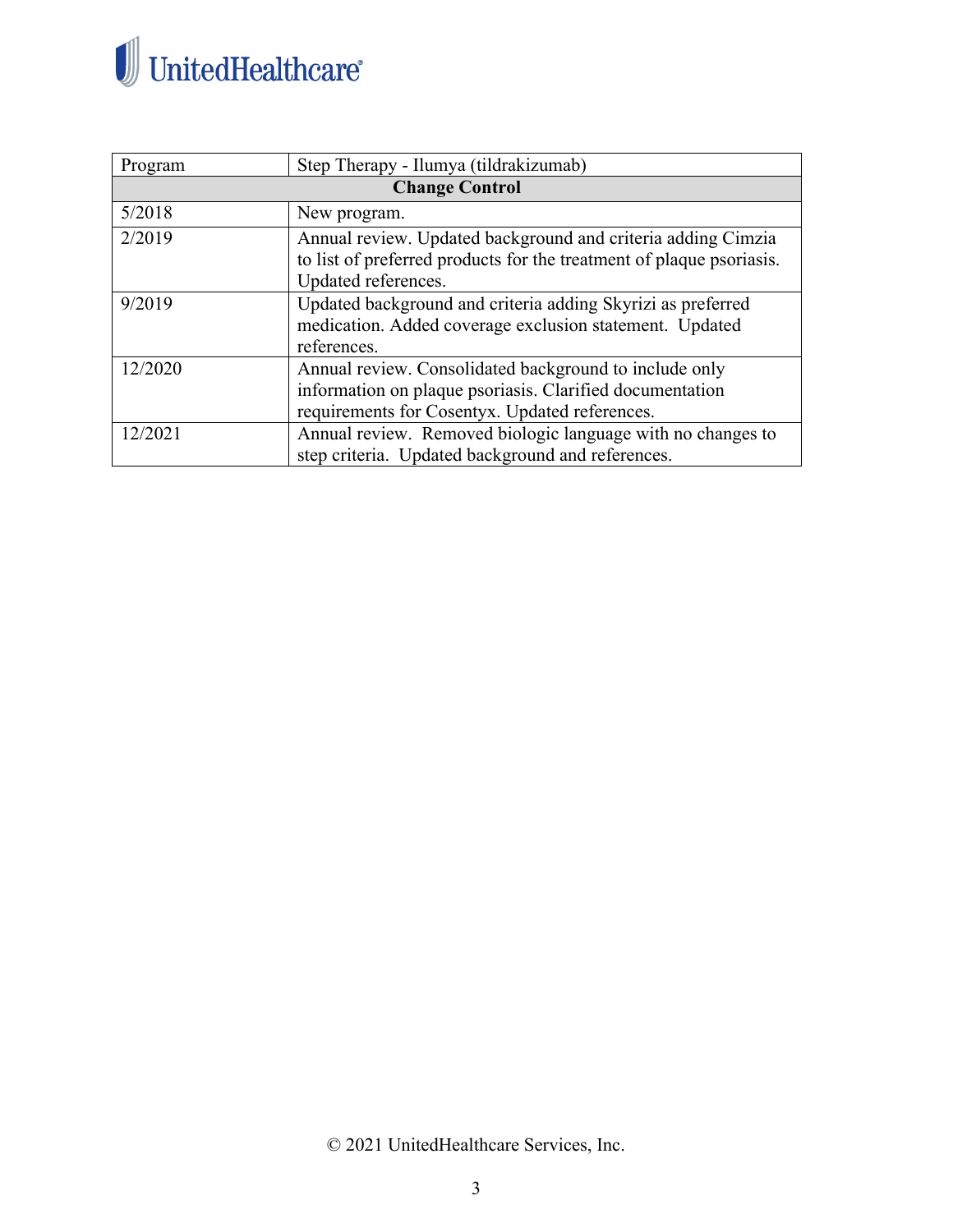| Program | Step Therapy - Ilumya (tildrakizumab) |
|---|---|
| **Change Control** | |
| 5/2018 | New program. |
| 2/2019 | Annual review. Updated background and criteria adding Cimzia to list of preferred products for the treatment of plaque psoriasis. Updated references. |
| 9/2019 | Updated background and criteria adding Skyrizi as preferred medication. Added coverage exclusion statement. Updated references. |
| 12/2020 | Annual review. Consolidated background to include only information on plaque psoriasis. Clarified documentation requirements for Cosentyx. Updated references. |
| 12/2021 | Annual review. Removed biologic language with no changes to step criteria. Updated background and references. |

© 2021 UnitedHealthcare Services, Inc.